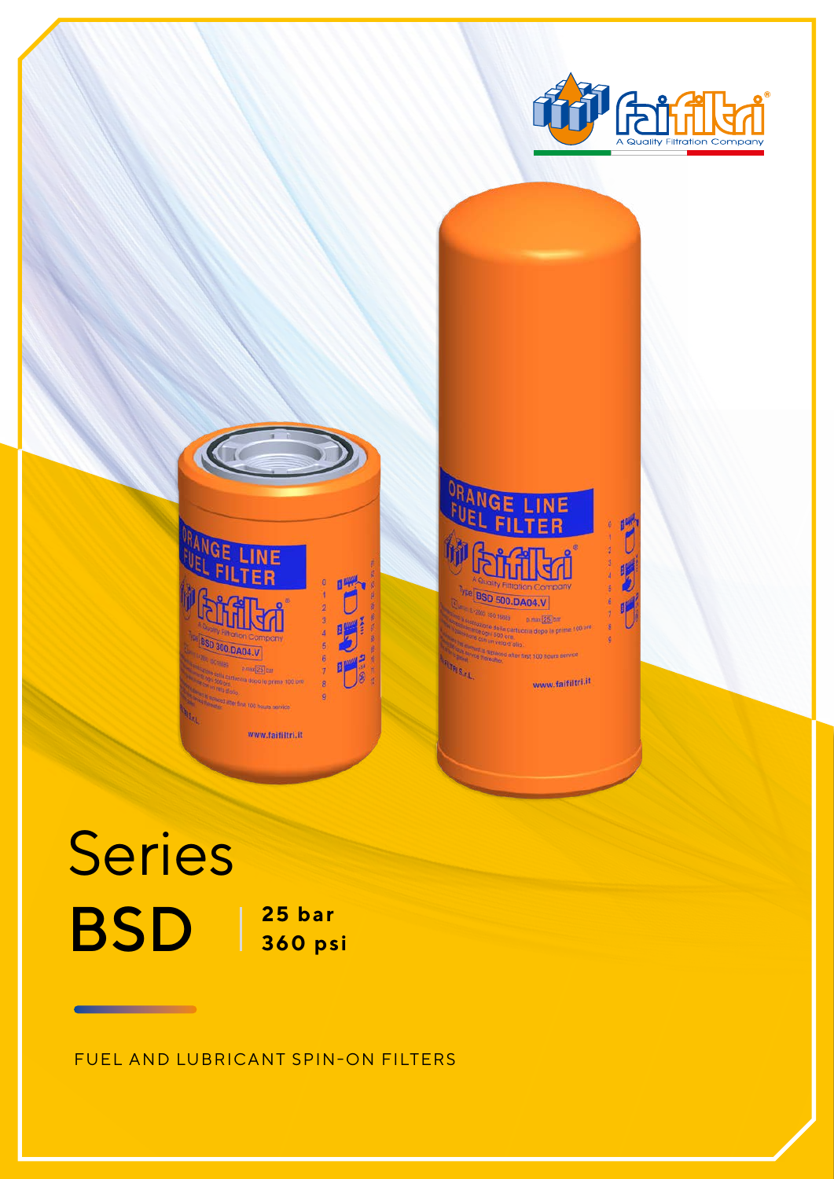faifiltri®
A Quality Filtration Company

# Series BSD

**25 bar**
**360 psi**

FUEL AND LUBRICANT SPIN-ON FILTERS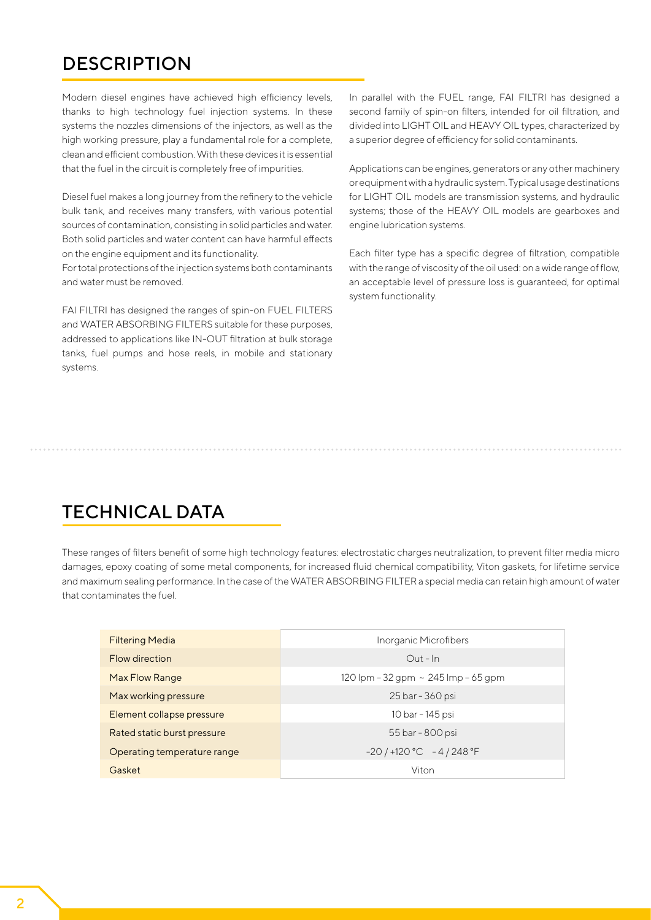## DESCRIPTION

Modern diesel engines have achieved high efficiency levels, thanks to high technology fuel injection systems. In these systems the nozzles dimensions of the injectors, as well as the high working pressure, play a fundamental role for a complete, clean and efficient combustion. With these devices it is essential that the fuel in the circuit is completely free of impurities.

Diesel fuel makes a long journey from the refinery to the vehicle bulk tank, and receives many transfers, with various potential sources of contamination, consisting in solid particles and water. Both solid particles and water content can have harmful effects on the engine equipment and its functionality.
For total protections of the injection systems both contaminants and water must be removed.

FAI FILTRI has designed the ranges of spin-on FUEL FILTERS and WATER ABSORBING FILTERS suitable for these purposes, addressed to applications like IN-OUT filtration at bulk storage tanks, fuel pumps and hose reels, in mobile and stationary systems.

In parallel with the FUEL range, FAI FILTRI has designed a second family of spin-on filters, intended for oil filtration, and divided into LIGHT OIL and HEAVY OIL types, characterized by a superior degree of efficiency for solid contaminants.

Applications can be engines, generators or any other machinery or equipment with a hydraulic system. Typical usage destinations for LIGHT OIL models are transmission systems, and hydraulic systems; those of the HEAVY OIL models are gearboxes and engine lubrication systems.

Each filter type has a specific degree of filtration, compatible with the range of viscosity of the oil used: on a wide range of flow, an acceptable level of pressure loss is guaranteed, for optimal system functionality.

## TECHNICAL DATA

These ranges of filters benefit of some high technology features: electrostatic charges neutralization, to prevent filter media micro damages, epoxy coating of some metal components, for increased fluid chemical compatibility, Viton gaskets, for lifetime service and maximum sealing performance. In the case of the WATER ABSORBING FILTER a special media can retain high amount of water that contaminates the fuel.

| | |
|---|---|
| Filtering Media | Inorganic Microfibers |
| Flow direction | Out - In |
| Max Flow Range | 120 lpm – 32 gpm ~ 245 lmp – 65 gpm |
| Max working pressure | 25 bar - 360 psi |
| Element collapse pressure | 10 bar - 145 psi |
| Rated static burst pressure | 55 bar - 800 psi |
| Operating temperature range | -20 / +120 °C   - 4 / 248 °F |
| Gasket | Viton |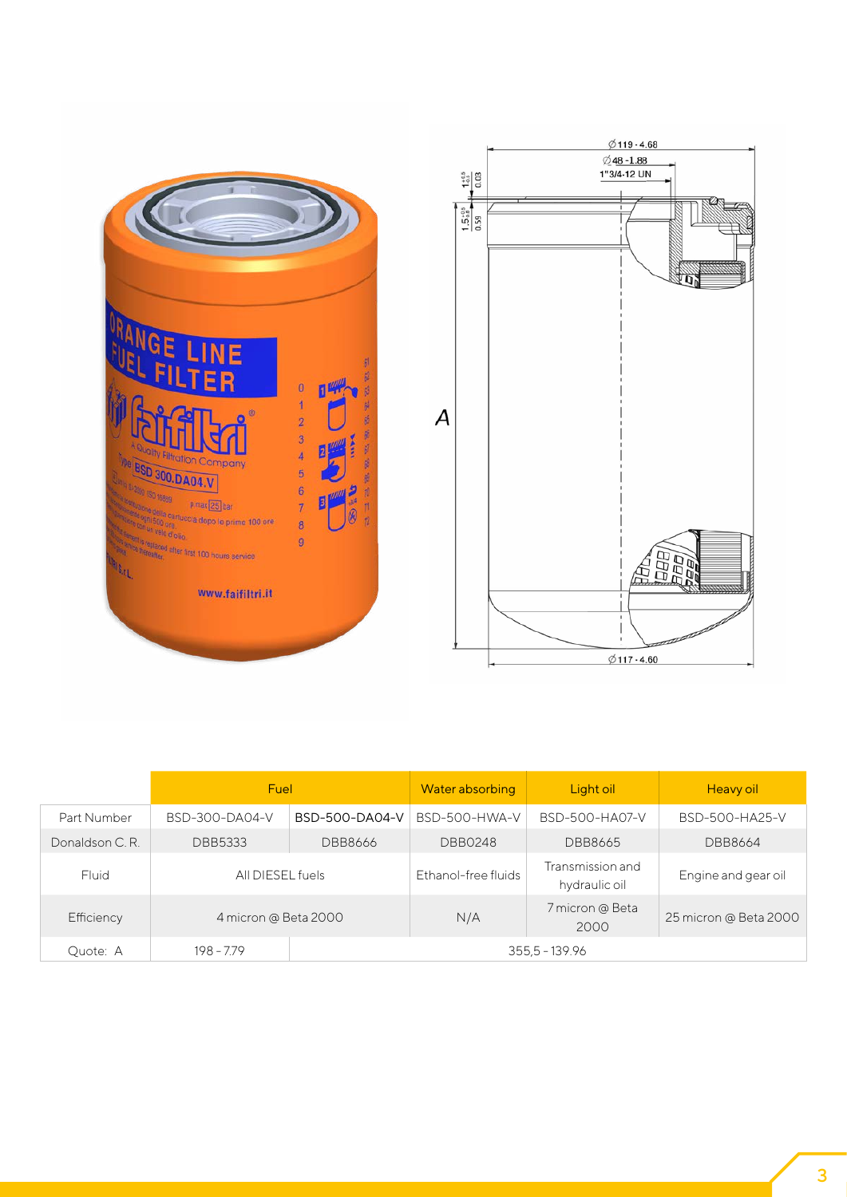| | Fuel | | Water absorbing | Light oil | Heavy oil |
|---|---|---|---|---|---|
| Part Number | BSD-300-DA04-V | BSD-500-DA04-V | BSD-500-HWA-V | BSD-500-HA07-V | BSD-500-HA25-V |
| Donaldson C. R. | DBB5333 | DBB8666 | DBB0248 | DBB8665 | DBB8664 |
| Fluid | All DIESEL fuels | | Ethanol-free fluids | Transmission and hydraulic oil | Engine and gear oil |
| Efficiency | 4 micron @ Beta 2000 | | N/A | 7 micron @ Beta 2000 | 25 micron @ Beta 2000 |
| Quote: A | 198 - 7.79 | 355,5 - 139.96 | | | |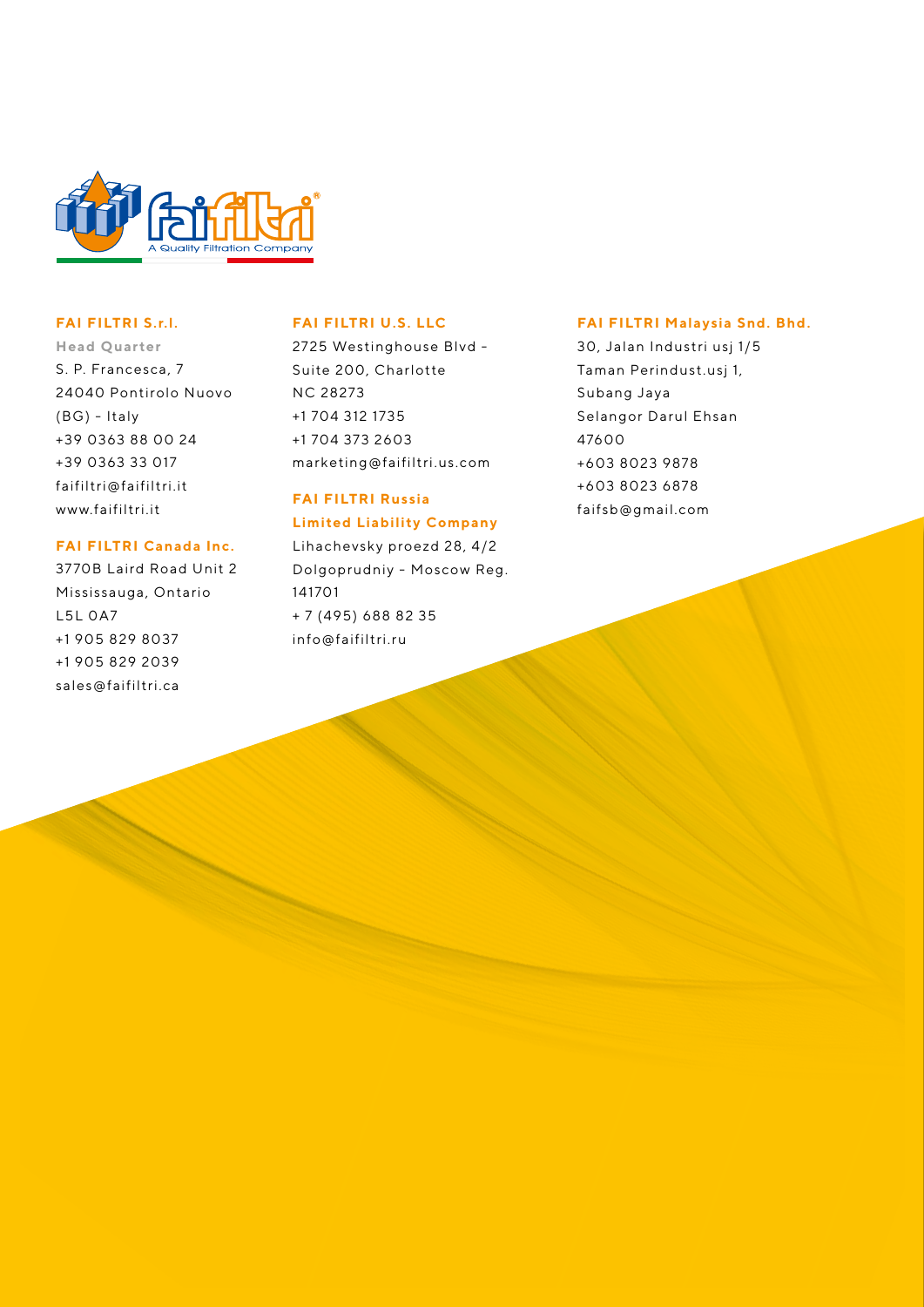**FAI FILTRI S.r.l.**
**Head Quarter**
S. P. Francesca, 7
24040 Pontirolo Nuovo
(BG) - Italy
+39 0363 88 00 24
+39 0363 33 017
faifiltri@faifiltri.it
www.faifiltri.it

**FAI FILTRI Canada Inc.**
3770B Laird Road Unit 2
Mississauga, Ontario
L5L 0A7
+1 905 829 8037
+1 905 829 2039
sales@faifiltri.ca

**FAI FILTRI U.S. LLC**
2725 Westinghouse Blvd -
Suite 200, Charlotte
NC 28273
+1 704 312 1735
+1 704 373 2603
marketing@faifiltri.us.com

**FAI FILTRI Russia Limited Liability Company**
Lihachevsky proezd 28, 4/2
Dolgoprudniy - Moscow Reg.
141701
+ 7 (495) 688 82 35
info@faifiltri.ru

**FAI FILTRI Malaysia Snd. Bhd.**
30, Jalan Industri usj 1/5
Taman Perindust.usj 1,
Subang Jaya
Selangor Darul Ehsan
47600
+603 8023 9878
+603 8023 6878
faifsb@gmail.com